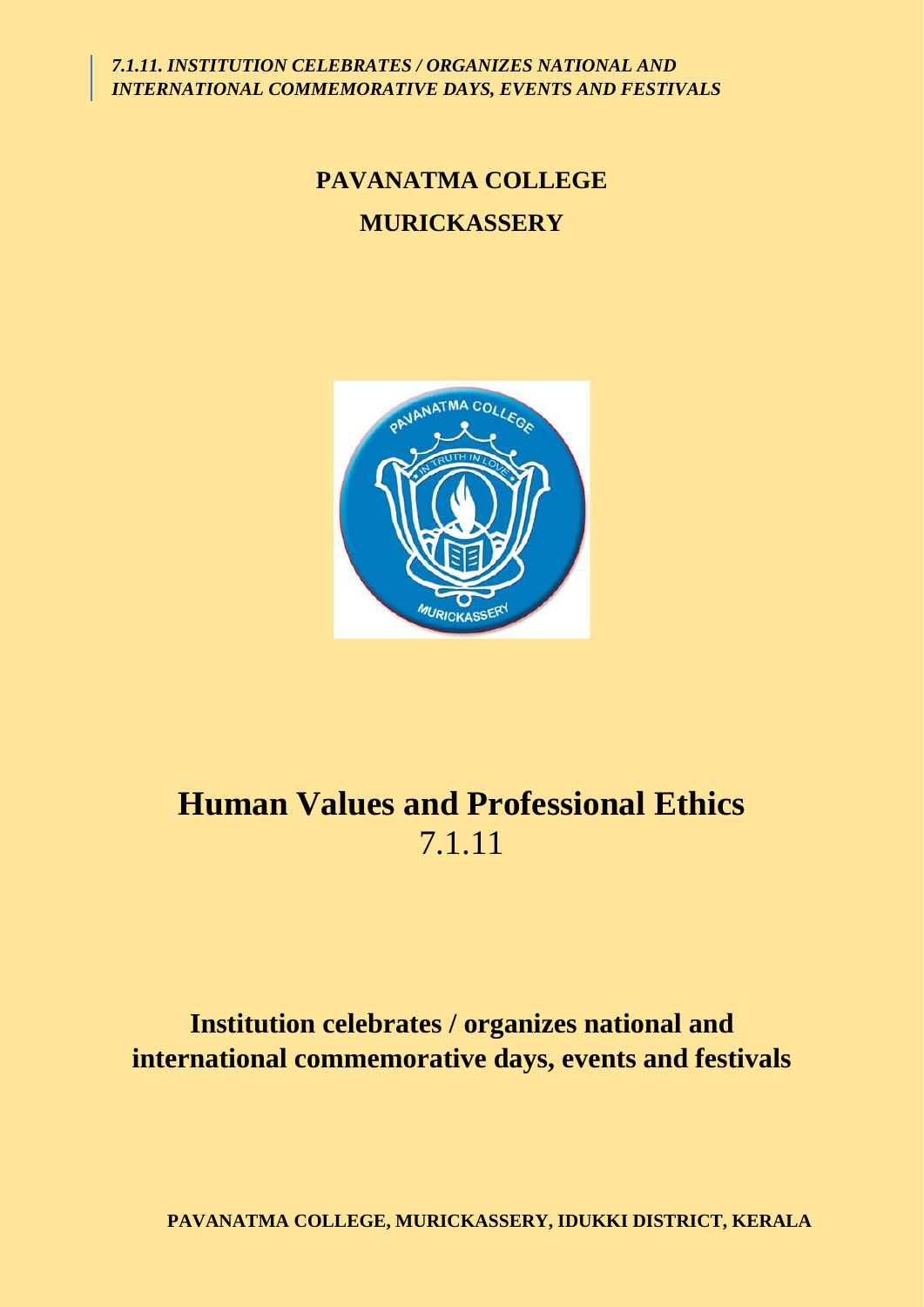*7.1.11. INSTITUTION CELEBRATES / ORGANIZES NATIONAL AND INTERNATIONAL COMMEMORATIVE DAYS, EVENTS AND FESTIVALS*

**PAVANATMA COLLEGE**

**MURICKASSERY**

# Human Values and Professional Ethics

7.1.11

## Institution celebrates / organizes national and international commemorative days, events and festivals

**PAVANATMA COLLEGE, MURICKASSERY, IDUKKI DISTRICT, KERALA**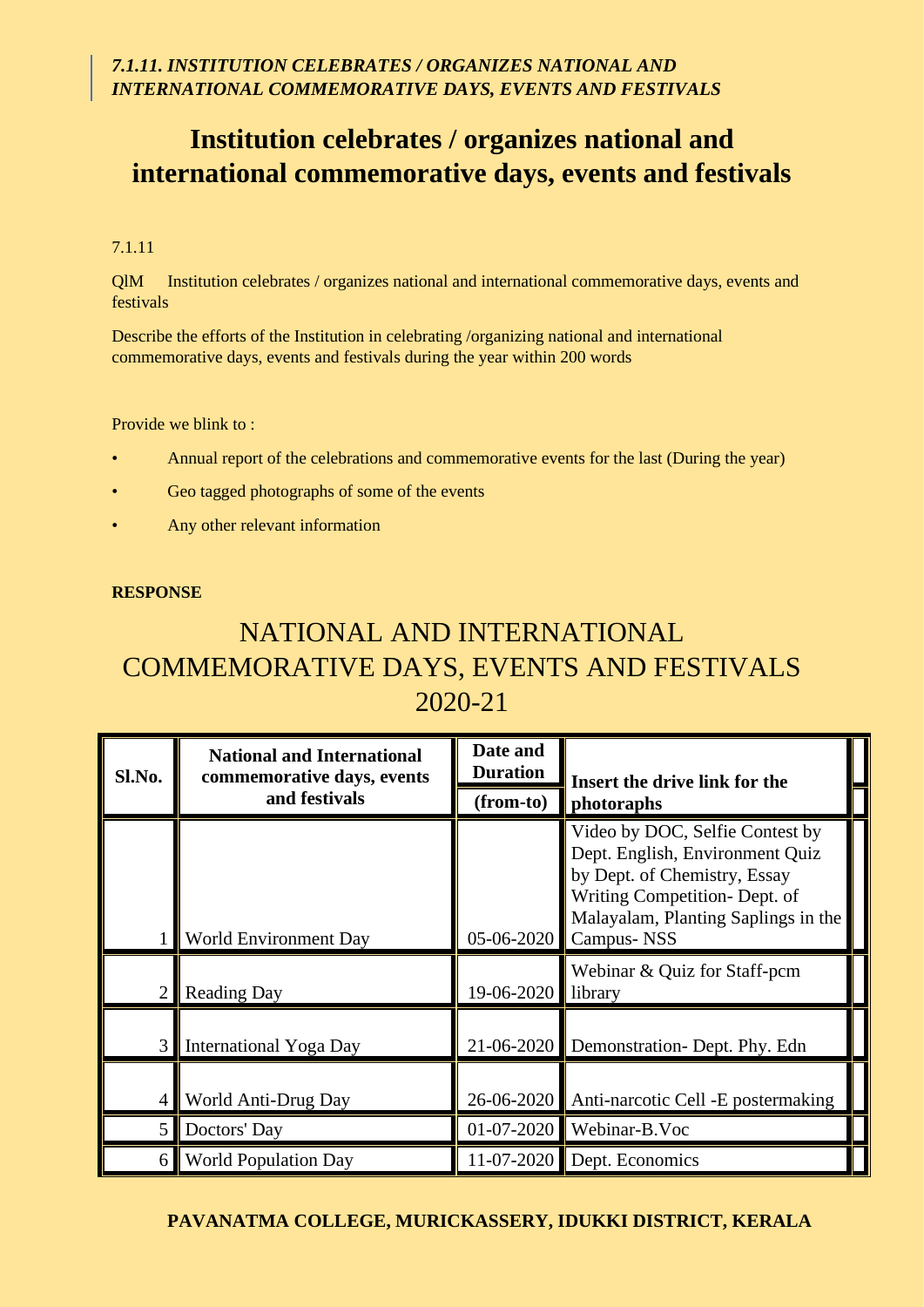*7.1.11. INSTITUTION CELEBRATES / ORGANIZES NATIONAL AND INTERNATIONAL COMMEMORATIVE DAYS, EVENTS AND FESTIVALS*

# Institution celebrates / organizes national and international commemorative days, events and festivals

7.1.11

QlM Institution celebrates / organizes national and international commemorative days, events and festivals

Describe the efforts of the Institution in celebrating /organizing national and international commemorative days, events and festivals during the year within 200 words

Provide we blink to :

- Annual report of the celebrations and commemorative events for the last (During the year)
- Geo tagged photographs of some of the events
- Any other relevant information

**RESPONSE**

## NATIONAL AND INTERNATIONAL COMMEMORATIVE DAYS, EVENTS AND FESTIVALS 2020-21

| Sl.No. | National and International commemorative days, events and festivals | Date and Duration (from-to) | Insert the drive link for the photographs |
|---|---|---|---|
| 1 | World Environment Day | 05-06-2020 | Video by DOC, Selfie Contest by Dept. English, Environment Quiz by Dept. of Chemistry, Essay Writing Competition- Dept. of Malayalam, Planting Saplings in the Campus- NSS |
| 2 | Reading Day | 19-06-2020 | Webinar & Quiz for Staff-pcm library |
| 3 | International Yoga Day | 21-06-2020 | Demonstration- Dept. Phy. Edn |
| 4 | World Anti-Drug Day | 26-06-2020 | Anti-narcotic Cell -E postermaking |
| 5 | Doctors' Day | 01-07-2020 | Webinar-B.Voc |
| 6 | World Population Day | 11-07-2020 | Dept. Economics |

**PAVANATMA COLLEGE, MURICKASSERY, IDUKKI DISTRICT, KERALA**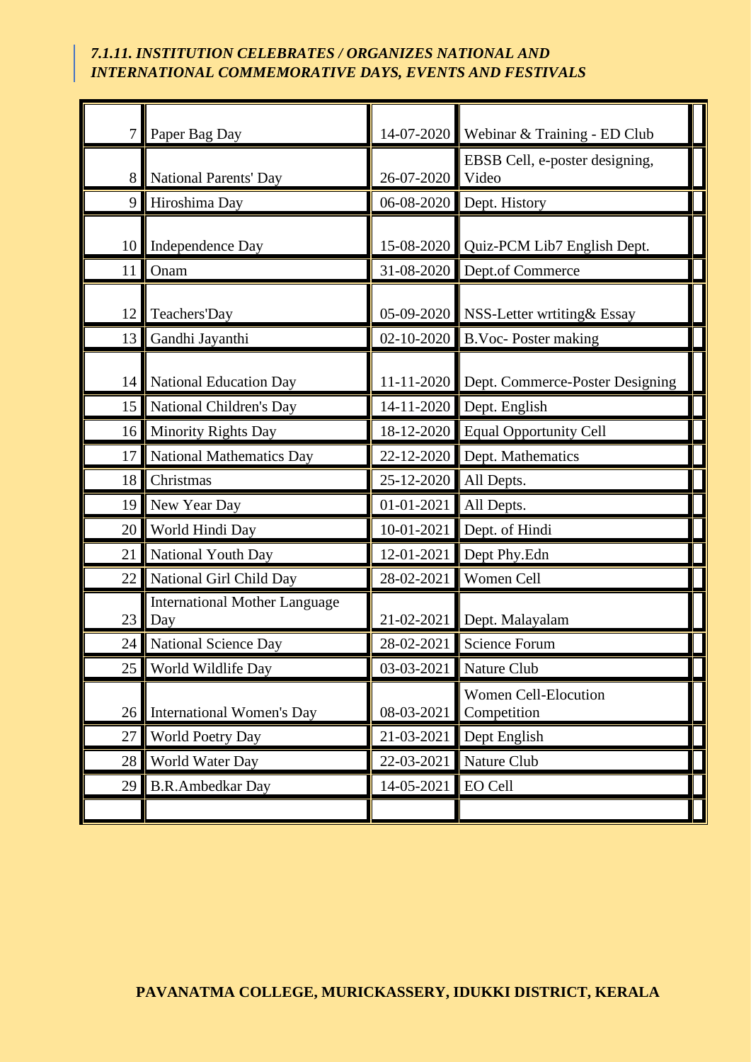### *7.1.11. INSTITUTION CELEBRATES / ORGANIZES NATIONAL AND INTERNATIONAL COMMEMORATIVE DAYS, EVENTS AND FESTIVALS*

| | | | | |
|---|---|---|---|---|
| 7 | Paper Bag Day | 14-07-2020 | Webinar & Training - ED Club | |
| 8 | National Parents' Day | 26-07-2020 | EBSB Cell, e-poster designing, Video | |
| 9 | Hiroshima Day | 06-08-2020 | Dept. History | |
| 10 | Independence Day | 15-08-2020 | Quiz-PCM Lib7 English Dept. | |
| 11 | Onam | 31-08-2020 | Dept.of Commerce | |
| 12 | Teachers'Day | 05-09-2020 | NSS-Letter wrtiting& Essay | |
| 13 | Gandhi Jayanthi | 02-10-2020 | B.Voc- Poster making | |
| 14 | National Education Day | 11-11-2020 | Dept. Commerce-Poster Designing | |
| 15 | National Children's Day | 14-11-2020 | Dept. English | |
| 16 | Minority Rights Day | 18-12-2020 | Equal Opportunity Cell | |
| 17 | National Mathematics Day | 22-12-2020 | Dept. Mathematics | |
| 18 | Christmas | 25-12-2020 | All Depts. | |
| 19 | New Year Day | 01-01-2021 | All Depts. | |
| 20 | World Hindi Day | 10-01-2021 | Dept. of Hindi | |
| 21 | National Youth Day | 12-01-2021 | Dept Phy.Edn | |
| 22 | National Girl Child Day | 28-02-2021 | Women Cell | |
| 23 | International Mother Language Day | 21-02-2021 | Dept. Malayalam | |
| 24 | National Science Day | 28-02-2021 | Science Forum | |
| 25 | World Wildlife Day | 03-03-2021 | Nature Club | |
| 26 | International Women's Day | 08-03-2021 | Women Cell-Elocution Competition | |
| 27 | World Poetry Day | 21-03-2021 | Dept English | |
| 28 | World Water Day | 22-03-2021 | Nature Club | |
| 29 | B.R.Ambedkar Day | 14-05-2021 | EO Cell | |
| | | | | |

**PAVANATMA COLLEGE, MURICKASSERY, IDUKKI DISTRICT, KERALA**